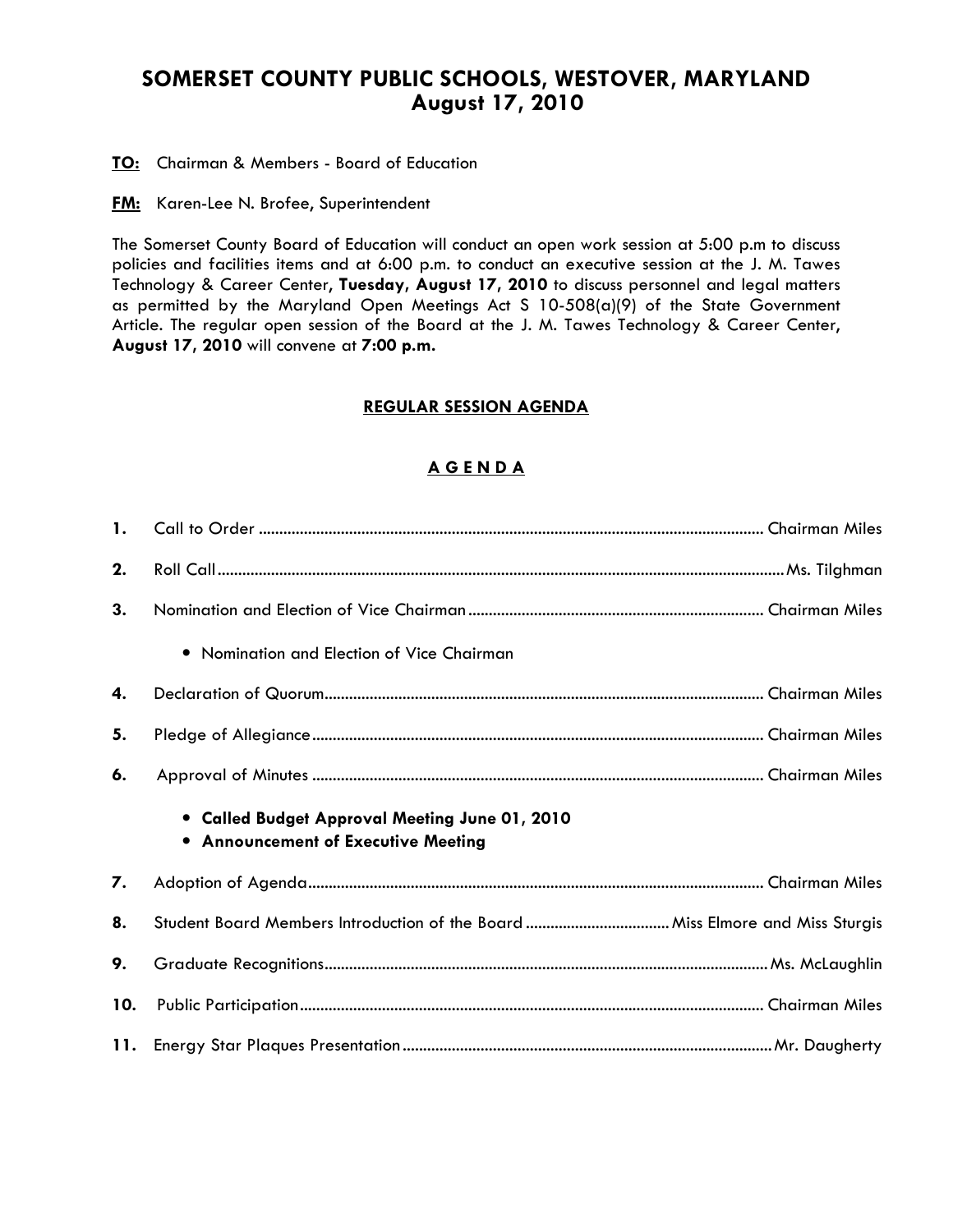# SOMERSET COUNTY PUBLIC SCHOOLS, WESTOVER, MARYLAND
## August 17, 2010

**TO:** Chairman & Members - Board of Education

**FM:** Karen-Lee N. Brofee, Superintendent

The Somerset County Board of Education will conduct an open work session at 5:00 p.m to discuss policies and facilities items and at 6:00 p.m. to conduct an executive session at the J. M. Tawes Technology & Career Center, **Tuesday, August 17, 2010** to discuss personnel and legal matters as permitted by the Maryland Open Meetings Act S 10-508(a)(9) of the State Government Article. The regular open session of the Board at the J. M. Tawes Technology & Career Center, **August 17, 2010** will convene at **7:00 p.m.**

## REGULAR SESSION AGENDA

## A G E N D A

1. Call to Order ........................................ Chairman Miles
2. Roll Call ........................................ Ms. Tilghman
3. Nomination and Election of Vice Chairman ........................................ Chairman Miles
   - Nomination and Election of Vice Chairman
4. Declaration of Quorum ........................................ Chairman Miles
5. Pledge of Allegiance ........................................ Chairman Miles
6. Approval of Minutes ........................................ Chairman Miles
   - **Called Budget Approval Meeting June 01, 2010**
   - **Announcement of Executive Meeting**
7. Adoption of Agenda ........................................ Chairman Miles
8. Student Board Members Introduction of the Board ........................................ Miss Elmore and Miss Sturgis
9. Graduate Recognitions ........................................ Ms. McLaughlin
10. Public Participation ........................................ Chairman Miles
11. Energy Star Plaques Presentation ........................................ Mr. Daugherty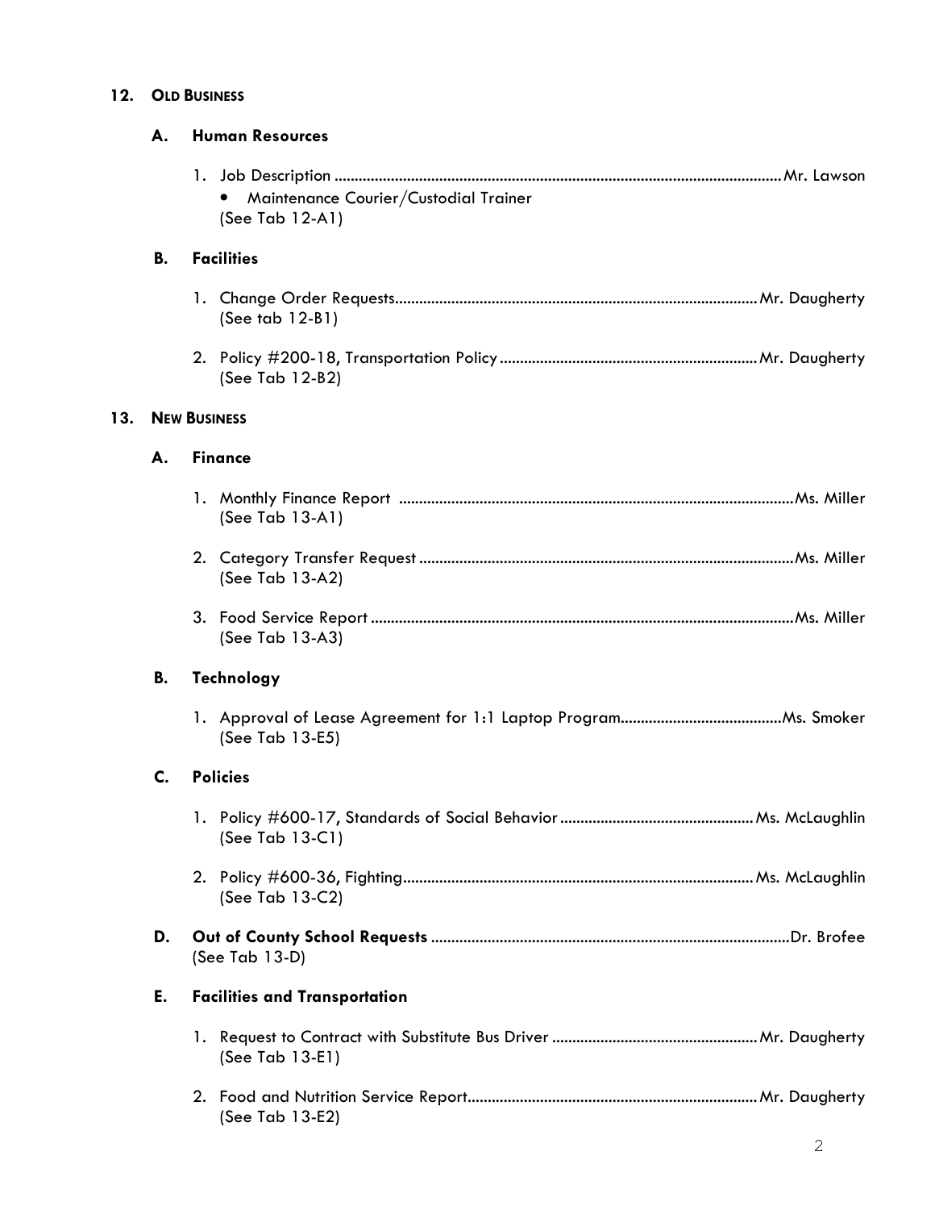## 12. OLD BUSINESS

### A. Human Resources

1. Job Description ........................................................................................................ Mr. Lawson
   - Maintenance Courier/Custodial Trainer

   (See Tab 12-A1)

### B. Facilities

1. Change Order Requests.......................................................................................... Mr. Daugherty
   (See tab 12-B1)

2. Policy #200-18, Transportation Policy ................................................................ Mr. Daugherty
   (See Tab 12-B2)

## 13. NEW BUSINESS

### A. Finance

1. Monthly Finance Report ........................................................................................ Ms. Miller
   (See Tab 13-A1)

2. Category Transfer Request ..................................................................................... Ms. Miller
   (See Tab 13-A2)

3. Food Service Report ................................................................................................ Ms. Miller
   (See Tab 13-A3)

### B. Technology

1. Approval of Lease Agreement for 1:1 Laptop Program........................................ Ms. Smoker
   (See Tab 13-E5)

### C. Policies

1. Policy #600-17, Standards of Social Behavior ................................................ Ms. McLaughlin
   (See Tab 13-C1)

2. Policy #600-36, Fighting........................................................................................ Ms. McLaughlin
   (See Tab 13-C2)

### D. Out of County School Requests ........................................................................ Dr. Brofee

(See Tab 13-D)

### E. Facilities and Transportation

1. Request to Contract with Substitute Bus Driver ................................................. Mr. Daugherty
   (See Tab 13-E1)

2. Food and Nutrition Service Report........................................................................ Mr. Daugherty
   (See Tab 13-E2)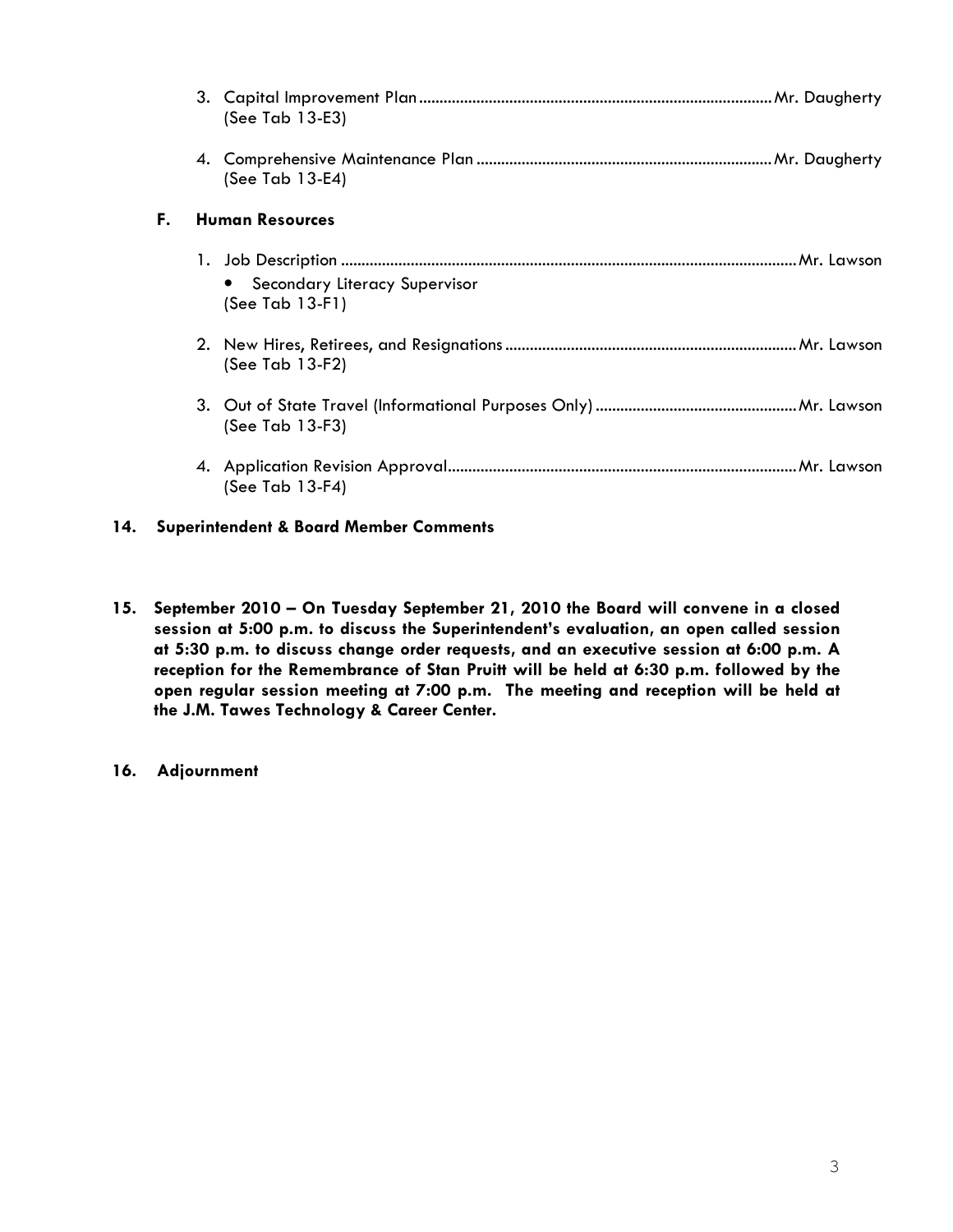3. Capital Improvement Plan ........................................................................ Mr. Daugherty
   (See Tab 13-E3)

4. Comprehensive Maintenance Plan ........................................................... Mr. Daugherty
   (See Tab 13-E4)

**F. Human Resources**

1. Job Description ......................................................................................... Mr. Lawson
   - Secondary Literacy Supervisor

   (See Tab 13-F1)

2. New Hires, Retirees, and Resignations ....................................................... Mr. Lawson
   (See Tab 13-F2)

3. Out of State Travel (Informational Purposes Only) ....................................... Mr. Lawson
   (See Tab 13-F3)

4. Application Revision Approval ..................................................................... Mr. Lawson
   (See Tab 13-F4)

**14. Superintendent & Board Member Comments**

**15. September 2010 – On Tuesday September 21, 2010 the Board will convene in a closed session at 5:00 p.m. to discuss the Superintendent's evaluation, an open called session at 5:30 p.m. to discuss change order requests, and an executive session at 6:00 p.m. A reception for the Remembrance of Stan Pruitt will be held at 6:30 p.m. followed by the open regular session meeting at 7:00 p.m. The meeting and reception will be held at the J.M. Tawes Technology & Career Center.**

**16. Adjournment**